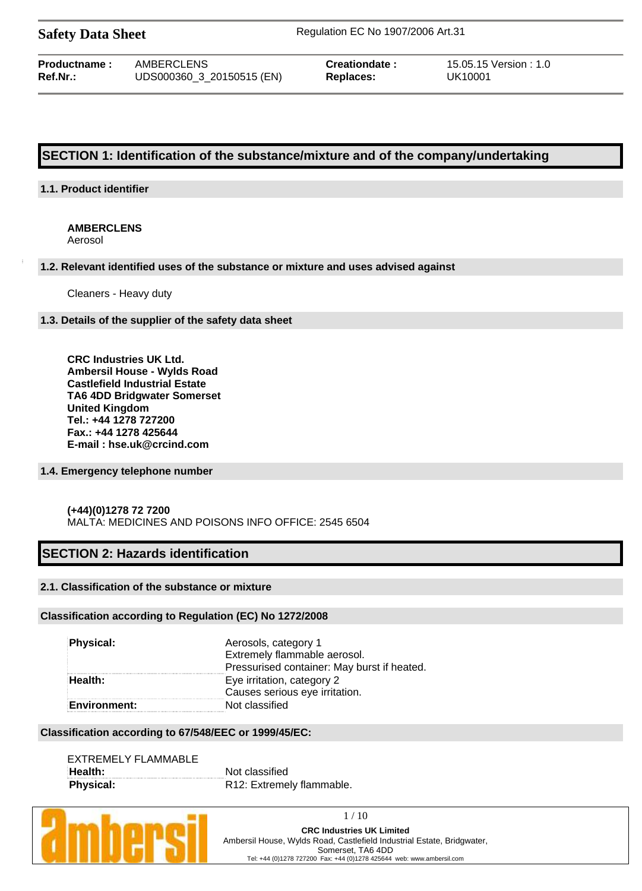# Safety Data Sheet

Regulation EC No 1907/2006 Art.31

| | | | |
|---|---|---|---|
| **Productname :** | AMBERCLENS | **Creationdate :** | 15.05.15 Version : 1.0 |
| **Ref.Nr.:** | UDS000360_3_20150515 (EN) | **Replaces:** | UK10001 |

## SECTION 1: Identification of the substance/mixture and of the company/undertaking

### 1.1. Product identifier

**AMBERCLENS**
Aerosol

### 1.2. Relevant identified uses of the substance or mixture and uses advised against

Cleaners - Heavy duty

### 1.3. Details of the supplier of the safety data sheet

**CRC Industries UK Ltd.**
**Ambersil House - Wylds Road**
**Castlefield Industrial Estate**
**TA6 4DD Bridgwater Somerset**
**United Kingdom**
**Tel.: +44 1278 727200**
**Fax.: +44 1278 425644**
**E-mail : hse.uk@crcind.com**

### 1.4. Emergency telephone number

**(+44)(0)1278 72 7200**
MALTA: MEDICINES AND POISONS INFO OFFICE: 2545 6504

## SECTION 2: Hazards identification

### 2.1. Classification of the substance or mixture

#### Classification according to Regulation (EC) No 1272/2008

| | |
|---|---|
| **Physical:** | Aerosols, category 1<br>Extremely flammable aerosol.<br>Pressurised container: May burst if heated. |
| **Health:** | Eye irritation, category 2<br>Causes serious eye irritation. |
| **Environment:** | Not classified |

#### Classification according to 67/548/EEC or 1999/45/EC:

EXTREMELY FLAMMABLE

| | |
|---|---|
| **Health:** | Not classified |
| **Physical:** | R12: Extremely flammable. |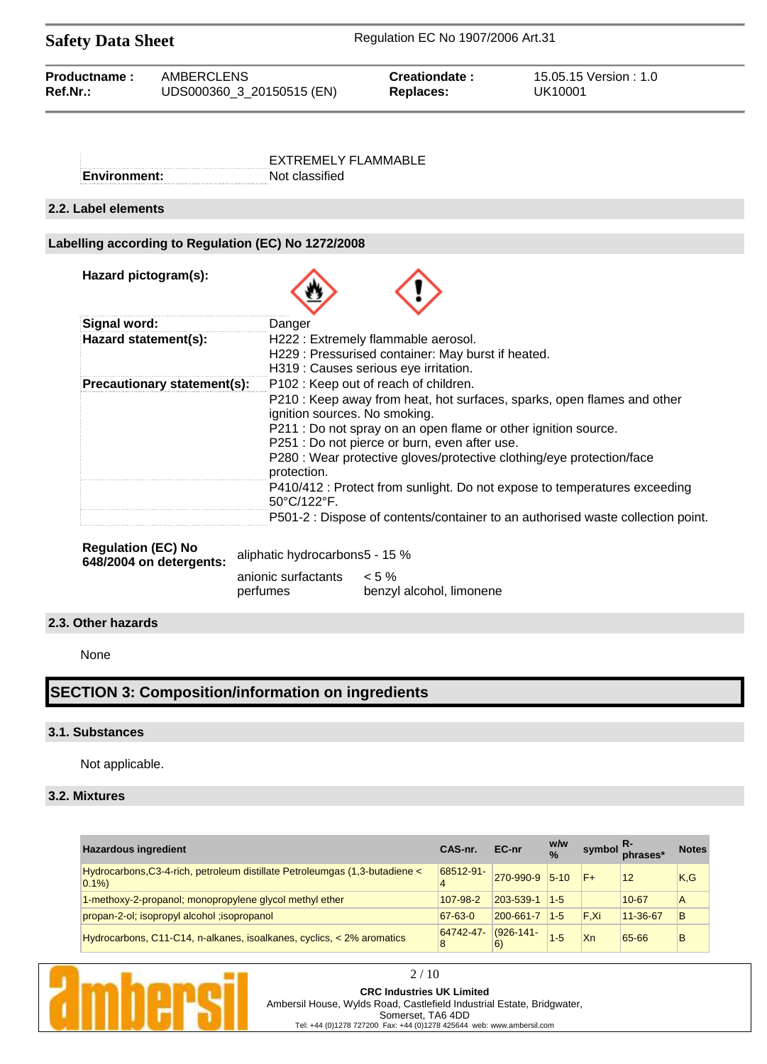| | |
|---|---|
| | EXTREMELY FLAMMABLE |
| **Environment:** | Not classified |

### 2.2. Label elements

#### Labelling according to Regulation (EC) No 1272/2008

| | |
|---|---|
| **Hazard pictogram(s):** | |
| **Signal word:** | Danger |
| **Hazard statement(s):** | H222 : Extremely flammable aerosol.<br>H229 : Pressurised container: May burst if heated.<br>H319 : Causes serious eye irritation. |
| **Precautionary statement(s):** | P102 : Keep out of reach of children. |
| | P210 : Keep away from heat, hot surfaces, sparks, open flames and other ignition sources. No smoking.<br>P211 : Do not spray on an open flame or other ignition source.<br>P251 : Do not pierce or burn, even after use.<br>P280 : Wear protective gloves/protective clothing/eye protection/face protection. |
| | P410/412 : Protect from sunlight. Do not expose to temperatures exceeding 50°C/122°F. |
| | P501-2 : Dispose of contents/container to an authorised waste collection point. |

| | | |
|---|---|---|
| **Regulation (EC) No 648/2004 on detergents:** | aliphatic hydrocarbons | 5 - 15 % |
| | anionic surfactants | < 5 % |
| | perfumes | benzyl alcohol, limonene |

### 2.3. Other hazards

None

## SECTION 3: Composition/information on ingredients

### 3.1. Substances

Not applicable.

### 3.2. Mixtures

| Hazardous ingredient | CAS-nr. | EC-nr | w/w % | symbol | R-phrases* | Notes |
|---|---|---|---|---|---|---|
| Hydrocarbons,C3-4-rich, petroleum distillate Petroleumgas (1,3-butadiene < 0.1%) | 68512-91-4 | 270-990-9 | 5-10 | F+ | 12 | K,G |
| 1-methoxy-2-propanol; monopropylene glycol methyl ether | 107-98-2 | 203-539-1 | 1-5 | | 10-67 | A |
| propan-2-ol; isopropyl alcohol ;isopropanol | 67-63-0 | 200-661-7 | 1-5 | F,Xi | 11-36-67 | B |
| Hydrocarbons, C11-C14, n-alkanes, isoalkanes, cyclics, < 2% aromatics | 64742-47-8 | (926-141-6) | 1-5 | Xn | 65-66 | B |

**CRC Industries UK Limited**
Ambersil House, Wylds Road, Castlefield Industrial Estate, Bridgwater, Somerset, TA6 4DD
Tel: +44 (0)1278 727200 Fax: +44 (0)1278 425644 web: www.ambersil.com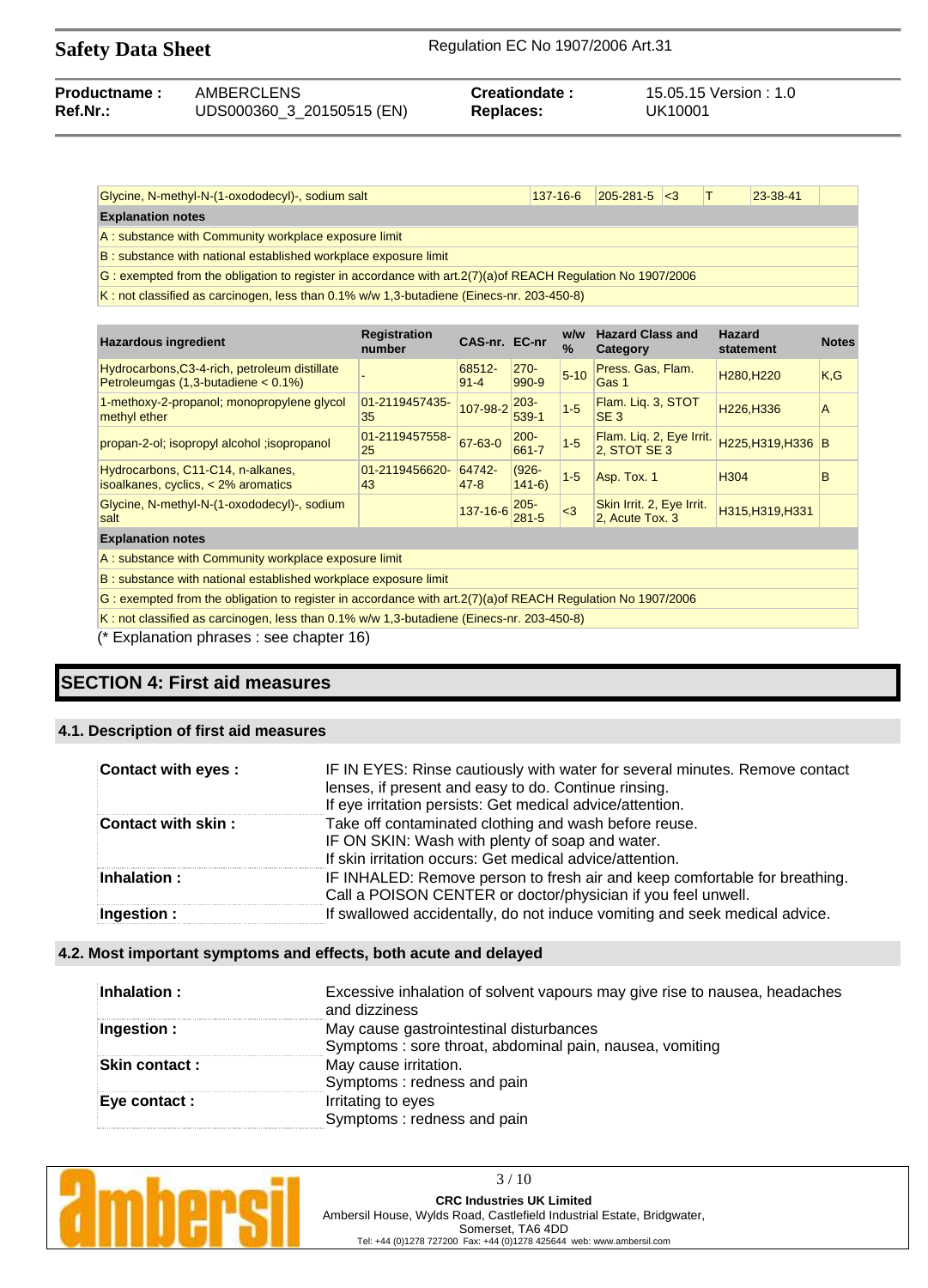| Glycine, N-methyl-N-(1-oxododecyl)-, sodium salt | 137-16-6 | 205-281-5 | <3 | T | 23-38-41 | |
|---|---|---|---|---|---|---|
| **Explanation notes** | | | | | | |
| A : substance with Community workplace exposure limit | | | | | | |
| B : substance with national established workplace exposure limit | | | | | | |
| G : exempted from the obligation to register in accordance with art.2(7)(a)of REACH Regulation No 1907/2006 | | | | | | |
| K : not classified as carcinogen, less than 0.1% w/w 1,3-butadiene (Einecs-nr. 203-450-8) | | | | | | |

| Hazardous ingredient | Registration number | CAS-nr. | EC-nr | w/w % | Hazard Class and Category | Hazard statement | Notes |
|---|---|---|---|---|---|---|---|
| Hydrocarbons,C3-4-rich, petroleum distillate Petroleumgas (1,3-butadiene < 0.1%) | - | 68512-91-4 | 270-990-9 | 5-10 | Press. Gas, Flam. Gas 1 | H280,H220 | K,G |
| 1-methoxy-2-propanol; monopropylene glycol methyl ether | 01-2119457435-35 | 107-98-2 | 203-539-1 | 1-5 | Flam. Liq. 3, STOT SE 3 | H226,H336 | A |
| propan-2-ol; isopropyl alcohol ;isopropanol | 01-2119457558-25 | 67-63-0 | 200-661-7 | 1-5 | Flam. Liq. 2, Eye Irrit. 2, STOT SE 3 | H225,H319,H336 | B |
| Hydrocarbons, C11-C14, n-alkanes, isoalkanes, cyclics, < 2% aromatics | 01-2119456620-43 | 64742-47-8 | (926-141-6) | 1-5 | Asp. Tox. 1 | H304 | B |
| Glycine, N-methyl-N-(1-oxododecyl)-, sodium salt | | 137-16-6 | 205-281-5 | <3 | Skin Irrit. 2, Eye Irrit. 2, Acute Tox. 3 | H315,H319,H331 | |
| **Explanation notes** | | | | | | | |
| A : substance with Community workplace exposure limit | | | | | | | |
| B : substance with national established workplace exposure limit | | | | | | | |
| G : exempted from the obligation to register in accordance with art.2(7)(a)of REACH Regulation No 1907/2006 | | | | | | | |
| K : not classified as carcinogen, less than 0.1% w/w 1,3-butadiene (Einecs-nr. 203-450-8) | | | | | | | |

(* Explanation phrases : see chapter 16)

## SECTION 4: First aid measures

### 4.1. Description of first aid measures

| | |
|---|---|
| **Contact with eyes :** | IF IN EYES: Rinse cautiously with water for several minutes. Remove contact lenses, if present and easy to do. Continue rinsing. If eye irritation persists: Get medical advice/attention. |
| **Contact with skin :** | Take off contaminated clothing and wash before reuse. IF ON SKIN: Wash with plenty of soap and water. If skin irritation occurs: Get medical advice/attention. |
| **Inhalation :** | IF INHALED: Remove person to fresh air and keep comfortable for breathing. Call a POISON CENTER or doctor/physician if you feel unwell. |
| **Ingestion :** | If swallowed accidentally, do not induce vomiting and seek medical advice. |

### 4.2. Most important symptoms and effects, both acute and delayed

| | |
|---|---|
| **Inhalation :** | Excessive inhalation of solvent vapours may give rise to nausea, headaches and dizziness |
| **Ingestion :** | May cause gastrointestinal disturbances<br>Symptoms : sore throat, abdominal pain, nausea, vomiting |
| **Skin contact :** | May cause irritation.<br>Symptoms : redness and pain |
| **Eye contact :** | Irritating to eyes<br>Symptoms : redness and pain |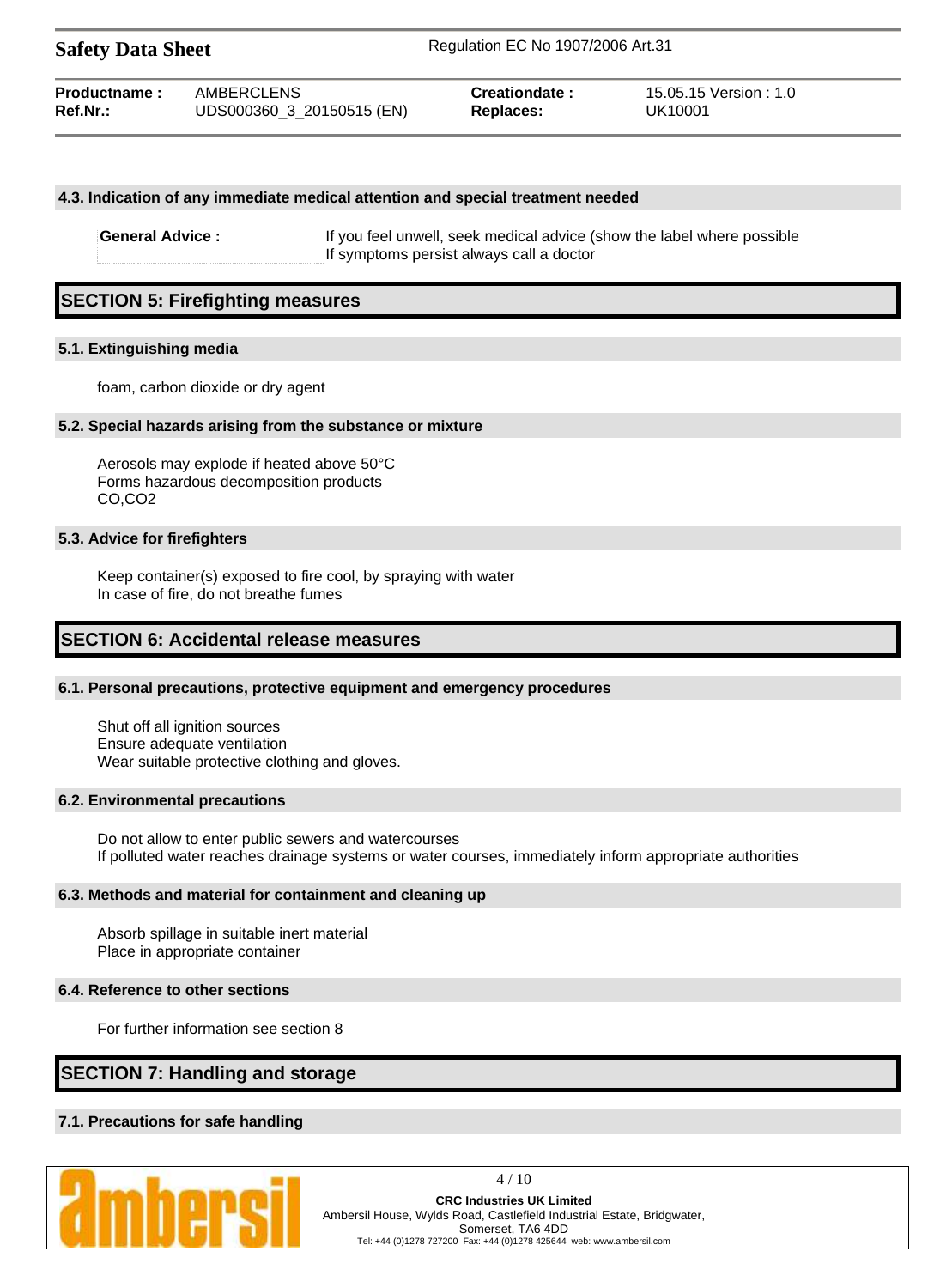### 4.3. Indication of any immediate medical attention and special treatment needed

**General Advice :** If you feel unwell, seek medical advice (show the label where possible
If symptoms persist always call a doctor

## SECTION 5: Firefighting measures

### 5.1. Extinguishing media

foam, carbon dioxide or dry agent

### 5.2. Special hazards arising from the substance or mixture

Aerosols may explode if heated above 50°C
Forms hazardous decomposition products
CO,$CO_2$

### 5.3. Advice for firefighters

Keep container(s) exposed to fire cool, by spraying with water
In case of fire, do not breathe fumes

## SECTION 6: Accidental release measures

### 6.1. Personal precautions, protective equipment and emergency procedures

Shut off all ignition sources
Ensure adequate ventilation
Wear suitable protective clothing and gloves.

### 6.2. Environmental precautions

Do not allow to enter public sewers and watercourses
If polluted water reaches drainage systems or water courses, immediately inform appropriate authorities

### 6.3. Methods and material for containment and cleaning up

Absorb spillage in suitable inert material
Place in appropriate container

### 6.4. Reference to other sections

For further information see section 8

## SECTION 7: Handling and storage

### 7.1. Precautions for safe handling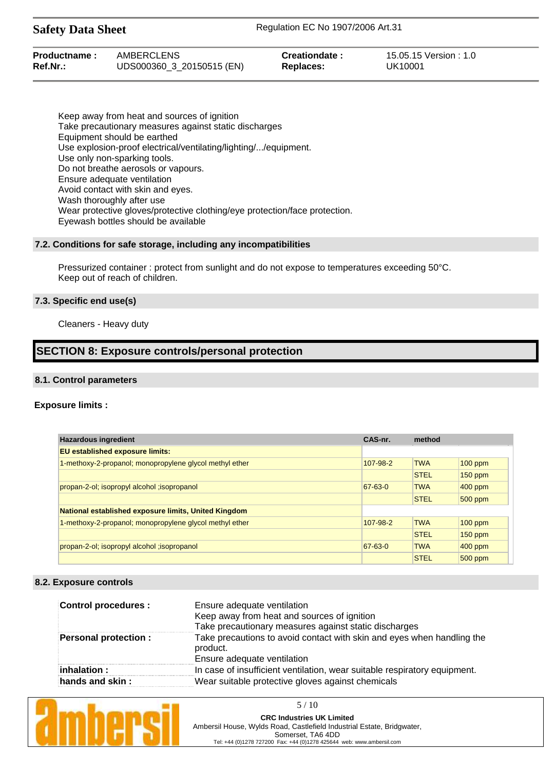Keep away from heat and sources of ignition
Take precautionary measures against static discharges
Equipment should be earthed
Use explosion-proof electrical/ventilating/lighting/.../equipment.
Use only non-sparking tools.
Do not breathe aerosols or vapours.
Ensure adequate ventilation
Avoid contact with skin and eyes.
Wash thoroughly after use
Wear protective gloves/protective clothing/eye protection/face protection.
Eyewash bottles should be available

### 7.2. Conditions for safe storage, including any incompatibilities

Pressurized container : protect from sunlight and do not expose to temperatures exceeding 50°C.
Keep out of reach of children.

### 7.3. Specific end use(s)

Cleaners - Heavy duty

## SECTION 8: Exposure controls/personal protection

### 8.1. Control parameters

**Exposure limits :**

| Hazardous ingredient | CAS-nr. | method | |
|---|---|---|---|
| **EU established exposure limits:** | | | |
| 1-methoxy-2-propanol; monopropylene glycol methyl ether | 107-98-2 | TWA | 100 ppm |
| | | STEL | 150 ppm |
| propan-2-ol; isopropyl alcohol ;isopropanol | 67-63-0 | TWA | 400 ppm |
| | | STEL | 500 ppm |
| **National established exposure limits, United Kingdom** | | | |
| 1-methoxy-2-propanol; monopropylene glycol methyl ether | 107-98-2 | TWA | 100 ppm |
| | | STEL | 150 ppm |
| propan-2-ol; isopropyl alcohol ;isopropanol | 67-63-0 | TWA | 400 ppm |
| | | STEL | 500 ppm |

### 8.2. Exposure controls

| | |
|---|---|
| **Control procedures :** | Ensure adequate ventilation<br>Keep away from heat and sources of ignition<br>Take precautionary measures against static discharges |
| **Personal protection :** | Take precautions to avoid contact with skin and eyes when handling the product.<br>Ensure adequate ventilation |
| **inhalation :** | In case of insufficient ventilation, wear suitable respiratory equipment. |
| **hands and skin :** | Wear suitable protective gloves against chemicals |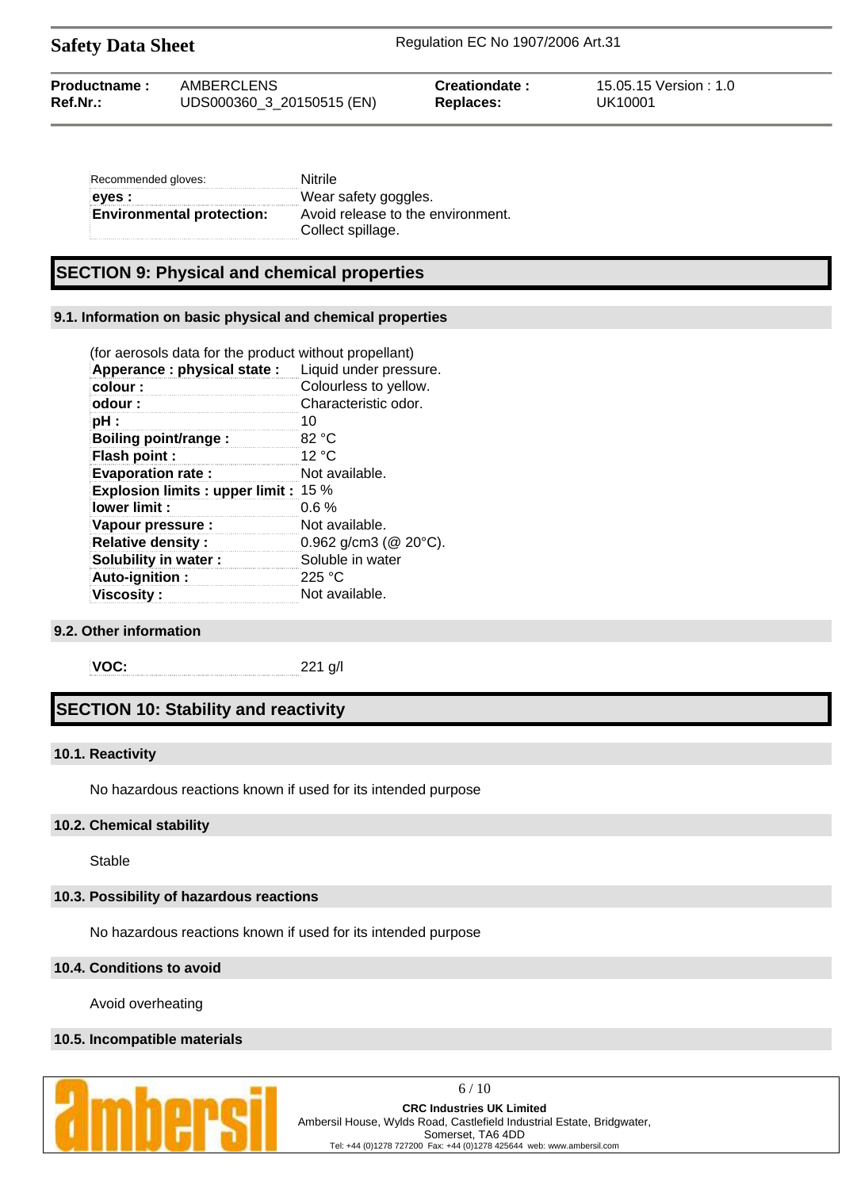| | |
|---|---|
| Recommended gloves: | Nitrile |
| **eyes :** | Wear safety goggles. |
| **Environmental protection:** | Avoid release to the environment. Collect spillage. |

# SECTION 9: Physical and chemical properties

## 9.1. Information on basic physical and chemical properties

(for aerosols data for the product without propellant)

| | |
|---|---|
| **Apperance : physical state :** | Liquid under pressure. |
| **colour :** | Colourless to yellow. |
| **odour :** | Characteristic odor. |
| **pH :** | 10 |
| **Boiling point/range :** | 82 °C |
| **Flash point :** | 12 °C |
| **Evaporation rate :** | Not available. |
| **Explosion limits : upper limit :** | 15 % |
| **lower limit :** | 0.6 % |
| **Vapour pressure :** | Not available. |
| **Relative density :** | 0.962 g/cm3 (@ 20°C). |
| **Solubility in water :** | Soluble in water |
| **Auto-ignition :** | 225 °C |
| **Viscosity :** | Not available. |

## 9.2. Other information

| | |
|---|---|
| **VOC:** | 221 g/l |

# SECTION 10: Stability and reactivity

## 10.1. Reactivity

No hazardous reactions known if used for its intended purpose

## 10.2. Chemical stability

Stable

## 10.3. Possibility of hazardous reactions

No hazardous reactions known if used for its intended purpose

## 10.4. Conditions to avoid

Avoid overheating

## 10.5. Incompatible materials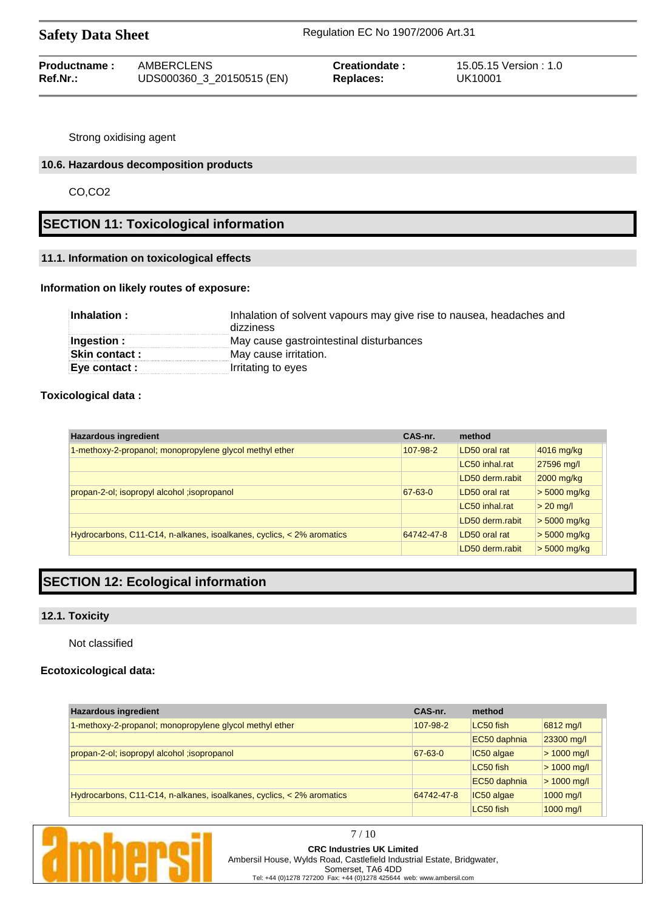Strong oxidising agent

### 10.6. Hazardous decomposition products

CO,CO2

## SECTION 11: Toxicological information

### 11.1. Information on toxicological effects

**Information on likely routes of exposure:**

| | |
|---|---|
| **Inhalation :** | Inhalation of solvent vapours may give rise to nausea, headaches and dizziness |
| **Ingestion :** | May cause gastrointestinal disturbances |
| **Skin contact :** | May cause irritation. |
| **Eye contact :** | Irritating to eyes |

**Toxicological data :**

| Hazardous ingredient | CAS-nr. | method | |
|---|---|---|---|
| 1-methoxy-2-propanol; monopropylene glycol methyl ether | 107-98-2 | LD50 oral rat | 4016 mg/kg |
| | | LC50 inhal.rat | 27596 mg/l |
| | | LD50 derm.rabit | 2000 mg/kg |
| propan-2-ol; isopropyl alcohol ;isopropanol | 67-63-0 | LD50 oral rat | > 5000 mg/kg |
| | | LC50 inhal.rat | > 20 mg/l |
| | | LD50 derm.rabit | > 5000 mg/kg |
| Hydrocarbons, C11-C14, n-alkanes, isoalkanes, cyclics, < 2% aromatics | 64742-47-8 | LD50 oral rat | > 5000 mg/kg |
| | | LD50 derm.rabit | > 5000 mg/kg |

## SECTION 12: Ecological information

### 12.1. Toxicity

Not classified

**Ecotoxicological data:**

| Hazardous ingredient | CAS-nr. | method | |
|---|---|---|---|
| 1-methoxy-2-propanol; monopropylene glycol methyl ether | 107-98-2 | LC50 fish | 6812 mg/l |
| | | EC50 daphnia | 23300 mg/l |
| propan-2-ol; isopropyl alcohol ;isopropanol | 67-63-0 | IC50 algae | > 1000 mg/l |
| | | LC50 fish | > 1000 mg/l |
| | | EC50 daphnia | > 1000 mg/l |
| Hydrocarbons, C11-C14, n-alkanes, isoalkanes, cyclics, < 2% aromatics | 64742-47-8 | IC50 algae | 1000 mg/l |
| | | LC50 fish | 1000 mg/l |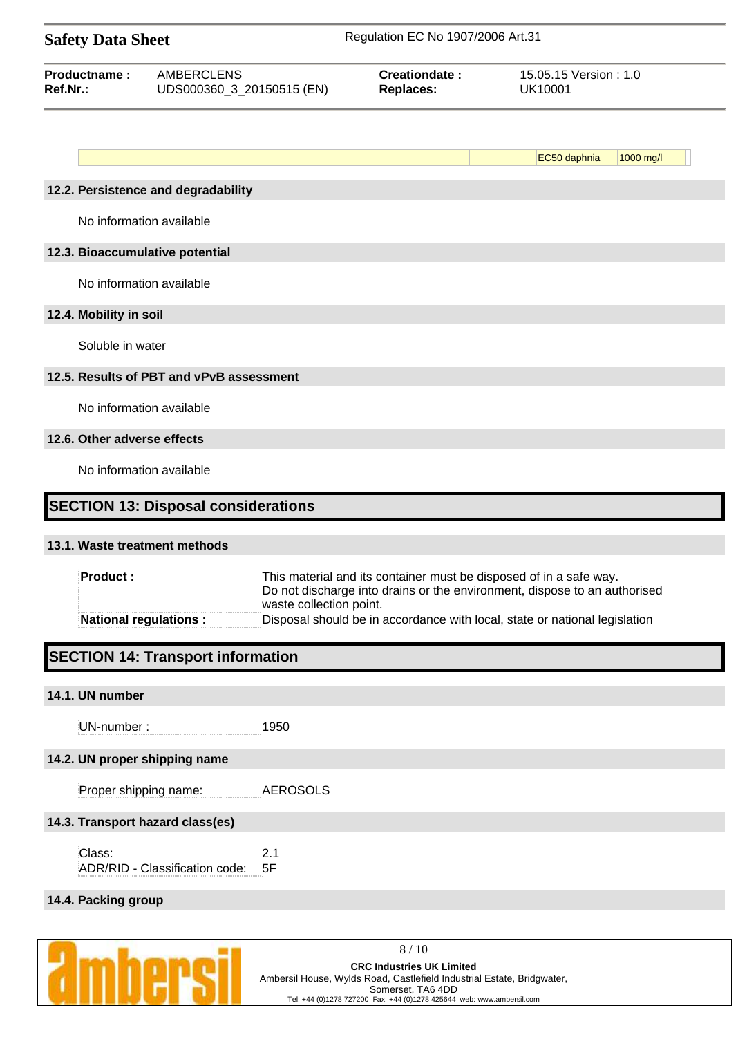| | | EC50 daphnia | 1000 mg/l |
|---|---|---|---|

### 12.2. Persistence and degradability

No information available

### 12.3. Bioaccumulative potential

No information available

### 12.4. Mobility in soil

Soluble in water

### 12.5. Results of PBT and vPvB assessment

No information available

### 12.6. Other adverse effects

No information available

## SECTION 13: Disposal considerations

### 13.1. Waste treatment methods

| | |
|---|---|
| **Product :** | This material and its container must be disposed of in a safe way. Do not discharge into drains or the environment, dispose to an authorised waste collection point. |
| **National regulations :** | Disposal should be in accordance with local, state or national legislation |

## SECTION 14: Transport information

### 14.1. UN number

| | |
|---|---|
| UN-number : | 1950 |

### 14.2. UN proper shipping name

| | |
|---|---|
| Proper shipping name: | AEROSOLS |

### 14.3. Transport hazard class(es)

| | |
|---|---|
| Class: | 2.1 |
| ADR/RID - Classification code: | 5F |

### 14.4. Packing group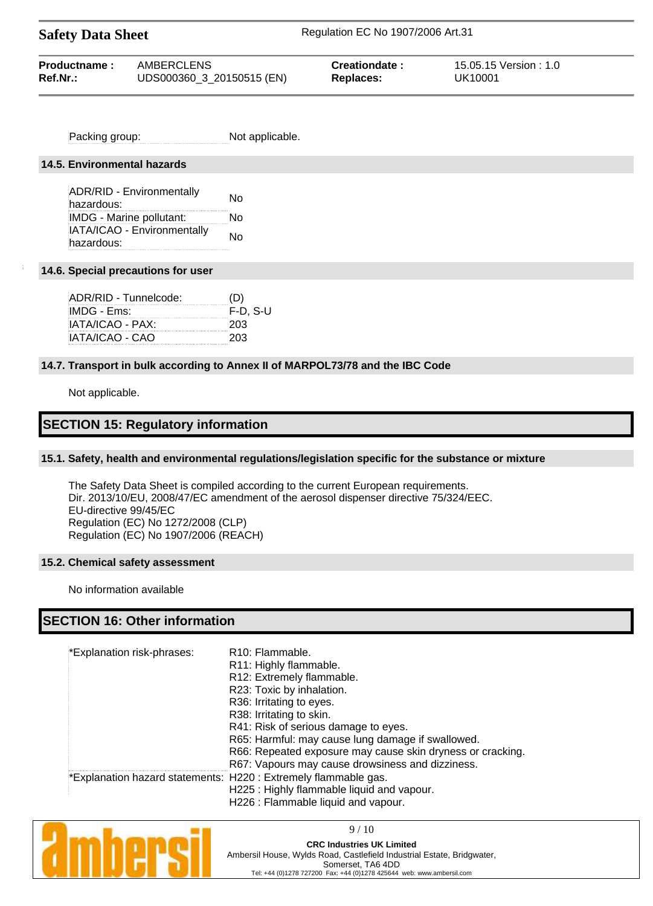| | |
|---|---|
| Packing group: | Not applicable. |

### 14.5. Environmental hazards

| | |
|---|---|
| ADR/RID - Environmentally hazardous: | No |
| IMDG - Marine pollutant: | No |
| IATA/ICAO - Environmentally hazardous: | No |

### 14.6. Special precautions for user

| | |
|---|---|
| ADR/RID - Tunnelcode: | (D) |
| IMDG - Ems: | F-D, S-U |
| IATA/ICAO - PAX: | 203 |
| IATA/ICAO - CAO | 203 |

### 14.7. Transport in bulk according to Annex II of MARPOL73/78 and the IBC Code

Not applicable.

## SECTION 15: Regulatory information

### 15.1. Safety, health and environmental regulations/legislation specific for the substance or mixture

The Safety Data Sheet is compiled according to the current European requirements.
Dir. 2013/10/EU, 2008/47/EC amendment of the aerosol dispenser directive 75/324/EEC.
EU-directive 99/45/EC
Regulation (EC) No 1272/2008 (CLP)
Regulation (EC) No 1907/2006 (REACH)

### 15.2. Chemical safety assessment

No information available

## SECTION 16: Other information

| | |
|---|---|
| *Explanation risk-phrases: | R10: Flammable.<br>R11: Highly flammable.<br>R12: Extremely flammable.<br>R23: Toxic by inhalation.<br>R36: Irritating to eyes.<br>R38: Irritating to skin.<br>R41: Risk of serious damage to eyes.<br>R65: Harmful: may cause lung damage if swallowed.<br>R66: Repeated exposure may cause skin dryness or cracking.<br>R67: Vapours may cause drowsiness and dizziness. |
| *Explanation hazard statements: | H220 : Extremely flammable gas.<br>H225 : Highly flammable liquid and vapour.<br>H226 : Flammable liquid and vapour. |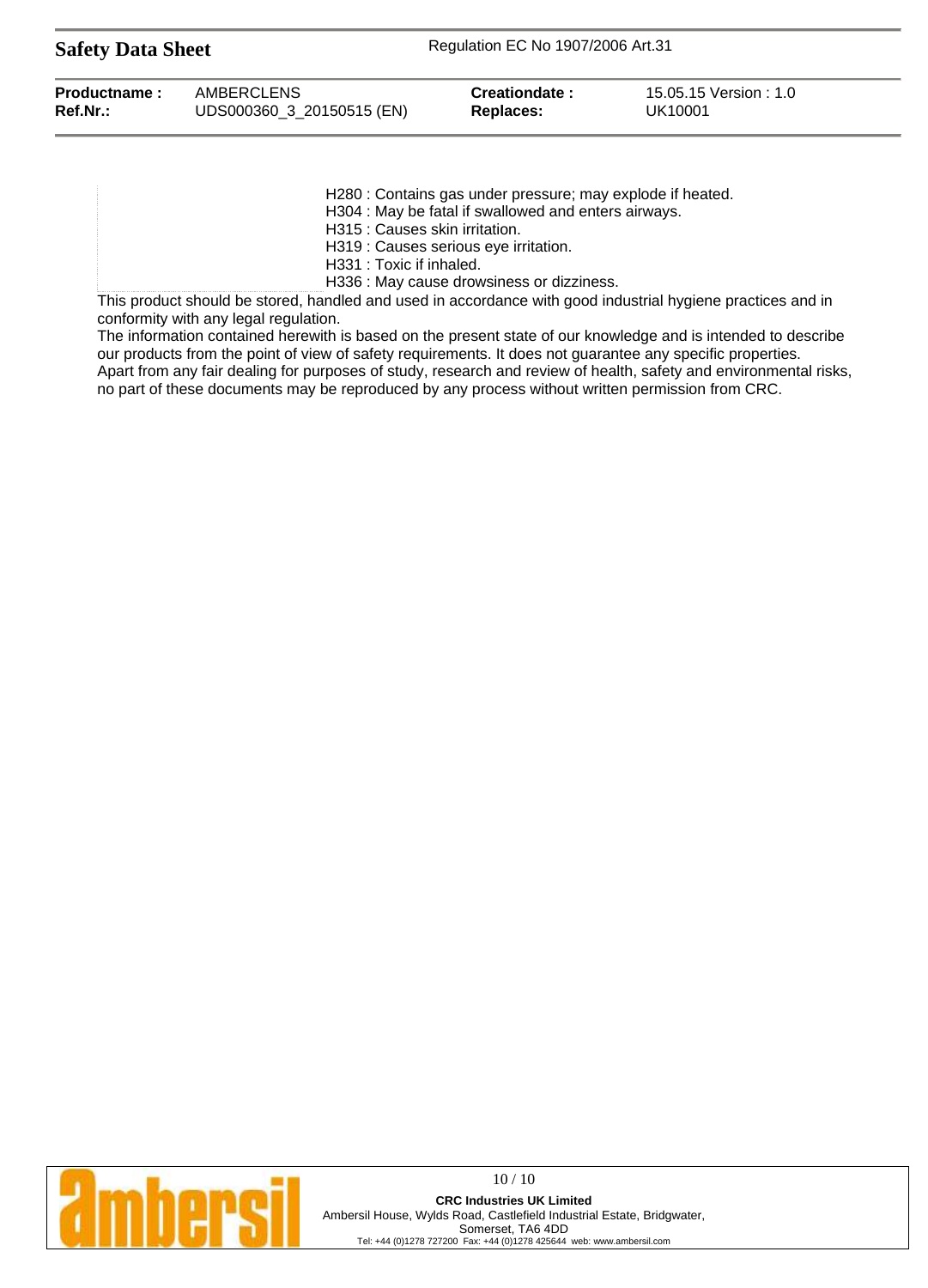H280 : Contains gas under pressure; may explode if heated.
H304 : May be fatal if swallowed and enters airways.
H315 : Causes skin irritation.
H319 : Causes serious eye irritation.
H331 : Toxic if inhaled.
H336 : May cause drowsiness or dizziness.

This product should be stored, handled and used in accordance with good industrial hygiene practices and in conformity with any legal regulation.

The information contained herewith is based on the present state of our knowledge and is intended to describe our products from the point of view of safety requirements. It does not guarantee any specific properties.

Apart from any fair dealing for purposes of study, research and review of health, safety and environmental risks, no part of these documents may be reproduced by any process without written permission from CRC.